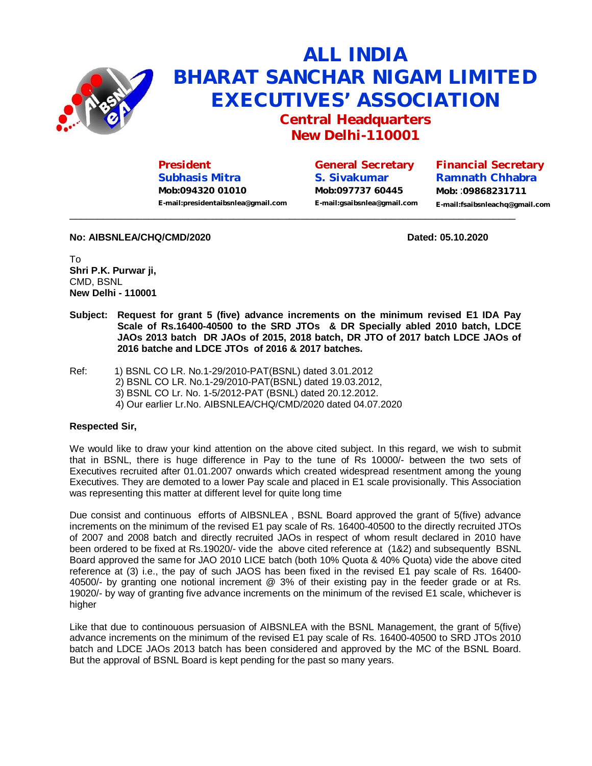# ALL INDIA BHARAT SANCHAR NIGAM LIMITED EXECUTIVES' ASSOCIATION

## Central Headquarters
## New Delhi-110001

**President**
**Subhasis Mitra**
**Mob:094320 01010**
**E-mail:presidentaibsnlea@gmail.com**

**General Secretary**
**S. Sivakumar**
**Mob:097737 60445**
**E-mail:gsaibsnlea@gmail.com**

**Financial Secretary**
**Ramnath Chhabra**
**Mob: :09868231711**
**E-mail:fsaibsnleachq@gmail.com**

---

**No: AIBSNLEA/CHQ/CMD/2020** **Dated: 05.10.2020**

To
**Shri P.K. Purwar ji,**
CMD, BSNL
**New Delhi - 110001**

**Subject: Request for grant 5 (five) advance increments on the minimum revised E1 IDA Pay Scale of Rs.16400-40500 to the SRD JTOs & DR Specially abled 2010 batch, LDCE JAOs 2013 batch DR JAOs of 2015, 2018 batch, DR JTO of 2017 batch LDCE JAOs of 2016 batche and LDCE JTOs of 2016 & 2017 batches.**

Ref:
1) BSNL CO LR. No.1-29/2010-PAT(BSNL) dated 3.01.2012
2) BSNL CO LR. No.1-29/2010-PAT(BSNL) dated 19.03.2012,
3) BSNL CO Lr. No. 1-5/2012-PAT (BSNL) dated 20.12.2012.
4) Our earlier Lr.No. AIBSNLEA/CHQ/CMD/2020 dated 04.07.2020

**Respected Sir,**

We would like to draw your kind attention on the above cited subject. In this regard, we wish to submit that in BSNL, there is huge difference in Pay to the tune of Rs 10000/- between the two sets of Executives recruited after 01.01.2007 onwards which created widespread resentment among the young Executives. They are demoted to a lower Pay scale and placed in E1 scale provisionally. This Association was representing this matter at different level for quite long time

Due consist and continuous efforts of AIBSNLEA , BSNL Board approved the grant of 5(five) advance increments on the minimum of the revised E1 pay scale of Rs. 16400-40500 to the directly recruited JTOs of 2007 and 2008 batch and directly recruited JAOs in respect of whom result declared in 2010 have been ordered to be fixed at Rs.19020/- vide the above cited reference at (1&2) and subsequently BSNL Board approved the same for JAO 2010 LICE batch (both 10% Quota & 40% Quota) vide the above cited reference at (3) i.e., the pay of such JAOS has been fixed in the revised E1 pay scale of Rs. 16400-40500/- by granting one notional increment @ 3% of their existing pay in the feeder grade or at Rs. 19020/- by way of granting five advance increments on the minimum of the revised E1 scale, whichever is higher

Like that due to continouous persuasion of AIBSNLEA with the BSNL Management, the grant of 5(five) advance increments on the minimum of the revised E1 pay scale of Rs. 16400-40500 to SRD JTOs 2010 batch and LDCE JAOs 2013 batch has been considered and approved by the MC of the BSNL Board. But the approval of BSNL Board is kept pending for the past so many years.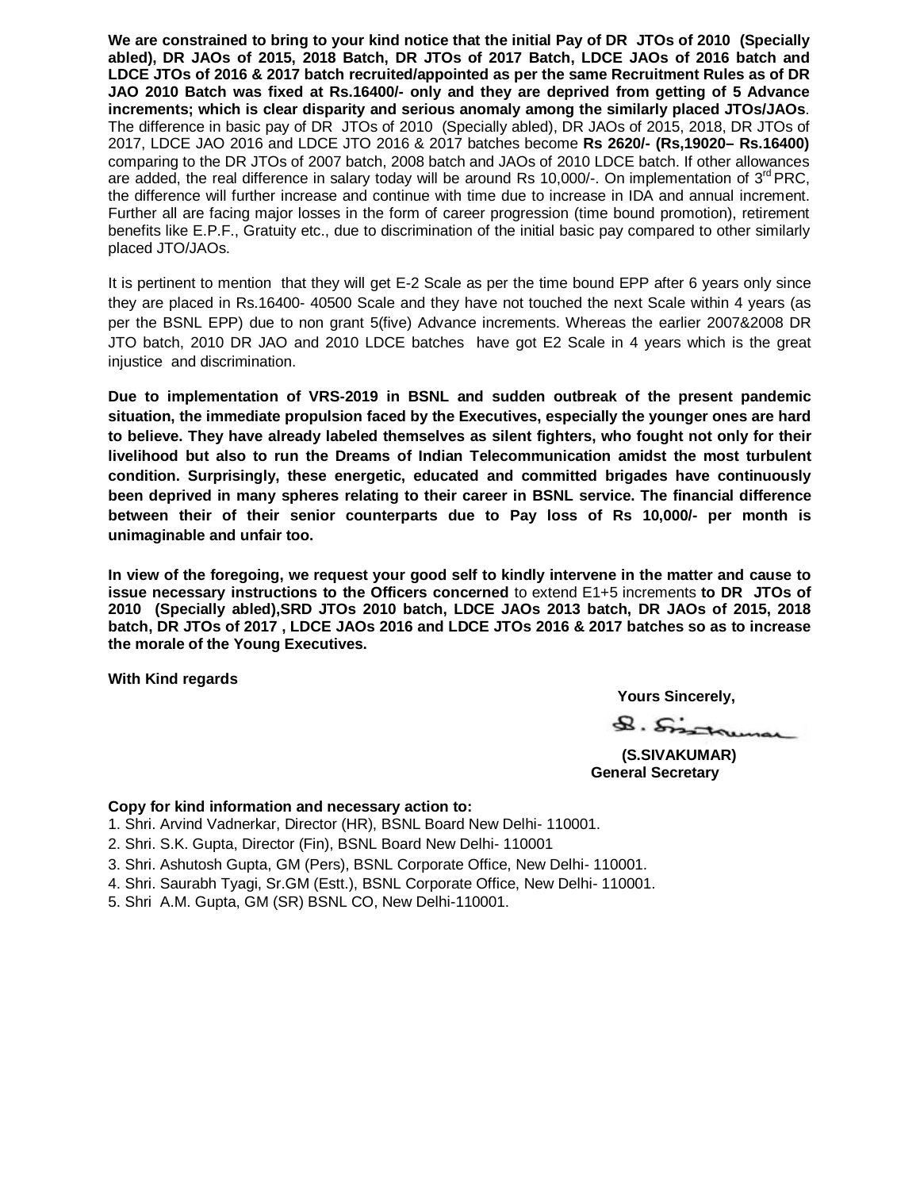**We are constrained to bring to your kind notice that the initial Pay of DR JTOs of 2010 (Specially abled), DR JAOs of 2015, 2018 Batch, DR JTOs of 2017 Batch, LDCE JAOs of 2016 batch and LDCE JTOs of 2016 & 2017 batch recruited/appointed as per the same Recruitment Rules as of DR JAO 2010 Batch was fixed at Rs.16400/- only and they are deprived from getting of 5 Advance increments; which is clear disparity and serious anomaly among the similarly placed JTOs/JAOs**. The difference in basic pay of DR JTOs of 2010 (Specially abled), DR JAOs of 2015, 2018, DR JTOs of 2017, LDCE JAO 2016 and LDCE JTO 2016 & 2017 batches become **Rs 2620/- (Rs,19020– Rs.16400)** comparing to the DR JTOs of 2007 batch, 2008 batch and JAOs of 2010 LDCE batch. If other allowances are added, the real difference in salary today will be around Rs 10,000/-. On implementation of 3rd PRC, the difference will further increase and continue with time due to increase in IDA and annual increment. Further all are facing major losses in the form of career progression (time bound promotion), retirement benefits like E.P.F., Gratuity etc., due to discrimination of the initial basic pay compared to other similarly placed JTO/JAOs.

It is pertinent to mention that they will get E-2 Scale as per the time bound EPP after 6 years only since they are placed in Rs.16400- 40500 Scale and they have not touched the next Scale within 4 years (as per the BSNL EPP) due to non grant 5(five) Advance increments. Whereas the earlier 2007&2008 DR JTO batch, 2010 DR JAO and 2010 LDCE batches have got E2 Scale in 4 years which is the great injustice and discrimination.

**Due to implementation of VRS-2019 in BSNL and sudden outbreak of the present pandemic situation, the immediate propulsion faced by the Executives, especially the younger ones are hard to believe. They have already labeled themselves as silent fighters, who fought not only for their livelihood but also to run the Dreams of Indian Telecommunication amidst the most turbulent condition. Surprisingly, these energetic, educated and committed brigades have continuously been deprived in many spheres relating to their career in BSNL service. The financial difference between their of their senior counterparts due to Pay loss of Rs 10,000/- per month is unimaginable and unfair too.**

**In view of the foregoing, we request your good self to kindly intervene in the matter and cause to issue necessary instructions to the Officers concerned** to extend E1+5 increments **to DR JTOs of 2010 (Specially abled),SRD JTOs 2010 batch, LDCE JAOs 2013 batch, DR JAOs of 2015, 2018 batch, DR JTOs of 2017 , LDCE JAOs 2016 and LDCE JTOs 2016 & 2017 batches so as to increase the morale of the Young Executives.**

**With Kind regards**

**Yours Sincerely,**

S. Sivakumar

**(S.SIVAKUMAR)**
**General Secretary**

**Copy for kind information and necessary action to:**

1. Shri. Arvind Vadnerkar, Director (HR), BSNL Board New Delhi- 110001.
2. Shri. S.K. Gupta, Director (Fin), BSNL Board New Delhi- 110001
3. Shri. Ashutosh Gupta, GM (Pers), BSNL Corporate Office, New Delhi- 110001.
4. Shri. Saurabh Tyagi, Sr.GM (Estt.), BSNL Corporate Office, New Delhi- 110001.
5. Shri A.M. Gupta, GM (SR) BSNL CO, New Delhi-110001.